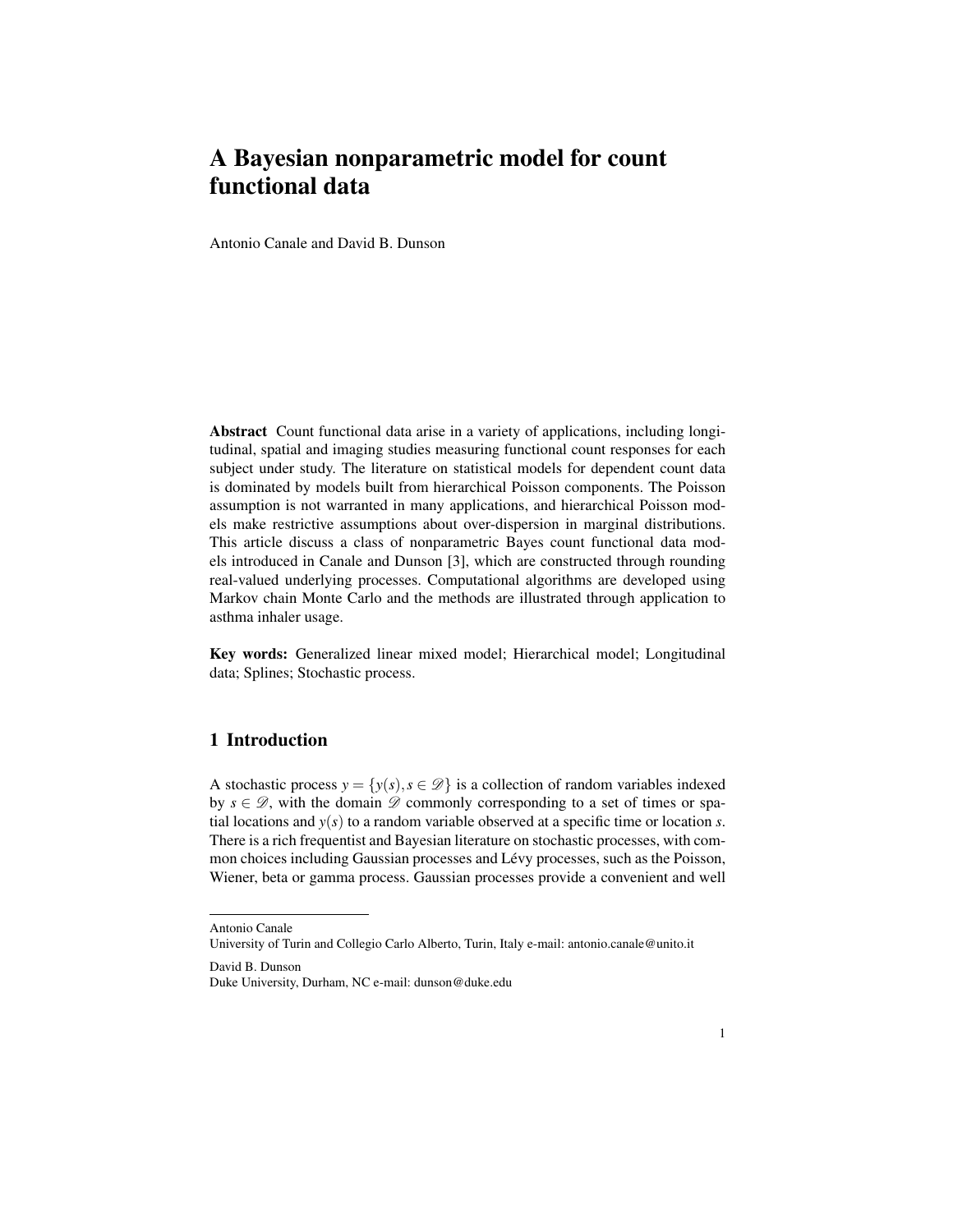# A Bayesian nonparametric model for count functional data

Antonio Canale and David B. Dunson

**Abstract** Count functional data arise in a variety of applications, including longitudinal, spatial and imaging studies measuring functional count responses for each subject under study. The literature on statistical models for dependent count data is dominated by models built from hierarchical Poisson components. The Poisson assumption is not warranted in many applications, and hierarchical Poisson models make restrictive assumptions about over-dispersion in marginal distributions. This article discuss a class of nonparametric Bayes count functional data models introduced in Canale and Dunson [3], which are constructed through rounding real-valued underlying processes. Computational algorithms are developed using Markov chain Monte Carlo and the methods are illustrated through application to asthma inhaler usage.

**Key words:** Generalized linear mixed model; Hierarchical model; Longitudinal data; Splines; Stochastic process.

## 1 Introduction

A stochastic process $y = \{y(s), s \in \mathscr{D}\}$ is a collection of random variables indexed by $s \in \mathscr{D}$, with the domain $\mathscr{D}$ commonly corresponding to a set of times or spatial locations and $y(s)$ to a random variable observed at a specific time or location $s$. There is a rich frequentist and Bayesian literature on stochastic processes, with common choices including Gaussian processes and Lévy processes, such as the Poisson, Wiener, beta or gamma process. Gaussian processes provide a convenient and well

---

Antonio Canale
University of Turin and Collegio Carlo Alberto, Turin, Italy e-mail: antonio.canale@unito.it

David B. Dunson
Duke University, Durham, NC e-mail: dunson@duke.edu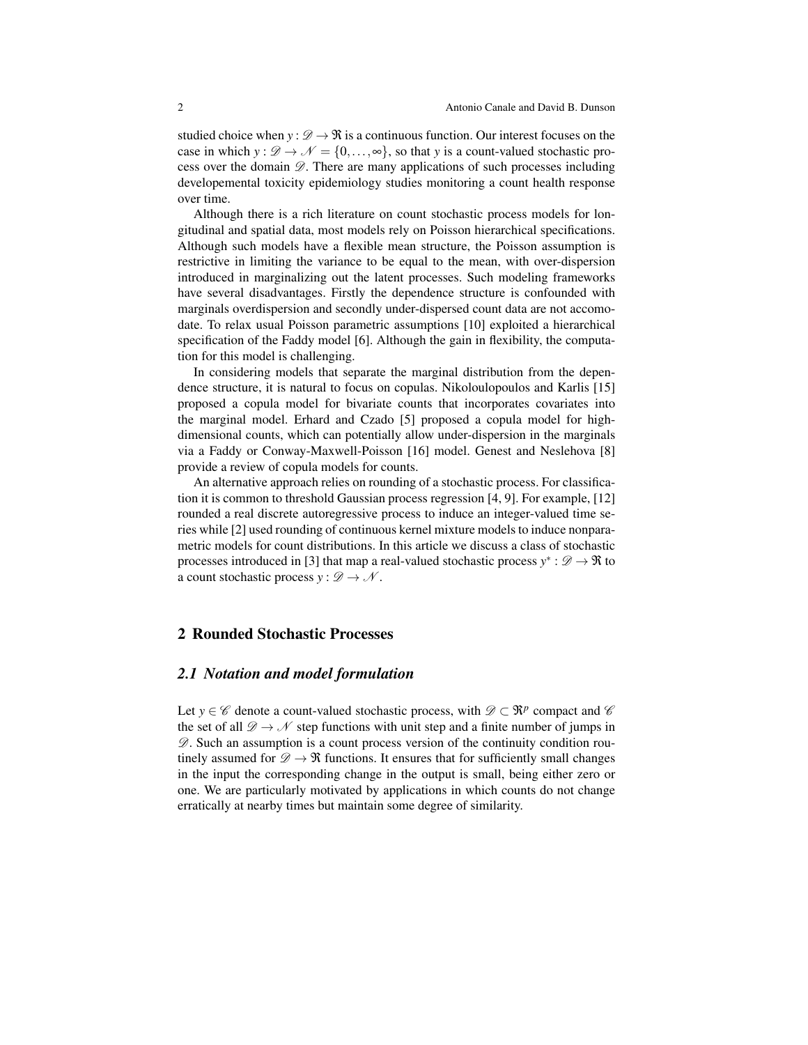studied choice when $y : \mathscr{D} \to \Re$ is a continuous function. Our interest focuses on the case in which $y : \mathscr{D} \to \mathscr{N} = \{0, \ldots, \infty\}$, so that $y$ is a count-valued stochastic process over the domain $\mathscr{D}$. There are many applications of such processes including developemental toxicity epidemiology studies monitoring a count health response over time.

Although there is a rich literature on count stochastic process models for longitudinal and spatial data, most models rely on Poisson hierarchical specifications. Although such models have a flexible mean structure, the Poisson assumption is restrictive in limiting the variance to be equal to the mean, with over-dispersion introduced in marginalizing out the latent processes. Such modeling frameworks have several disadvantages. Firstly the dependence structure is confounded with marginals overdispersion and secondly under-dispersed count data are not accomodate. To relax usual Poisson parametric assumptions [10] exploited a hierarchical specification of the Faddy model [6]. Although the gain in flexibility, the computation for this model is challenging.

In considering models that separate the marginal distribution from the dependence structure, it is natural to focus on copulas. Nikoloulopoulos and Karlis [15] proposed a copula model for bivariate counts that incorporates covariates into the marginal model. Erhard and Czado [5] proposed a copula model for high-dimensional counts, which can potentially allow under-dispersion in the marginals via a Faddy or Conway-Maxwell-Poisson [16] model. Genest and Neslehova [8] provide a review of copula models for counts.

An alternative approach relies on rounding of a stochastic process. For classification it is common to threshold Gaussian process regression [4, 9]. For example, [12] rounded a real discrete autoregressive process to induce an integer-valued time series while [2] used rounding of continuous kernel mixture models to induce nonparametric models for count distributions. In this article we discuss a class of stochastic processes introduced in [3] that map a real-valued stochastic process $y^* : \mathscr{D} \to \Re$ to a count stochastic process $y : \mathscr{D} \to \mathscr{N}$.

## 2 Rounded Stochastic Processes

### 2.1 Notation and model formulation

Let $y \in \mathscr{C}$ denote a count-valued stochastic process, with $\mathscr{D} \subset \Re^p$ compact and $\mathscr{C}$ the set of all $\mathscr{D} \to \mathscr{N}$ step functions with unit step and a finite number of jumps in $\mathscr{D}$. Such an assumption is a count process version of the continuity condition routinely assumed for $\mathscr{D} \to \Re$ functions. It ensures that for sufficiently small changes in the input the corresponding change in the output is small, being either zero or one. We are particularly motivated by applications in which counts do not change erratically at nearby times but maintain some degree of similarity.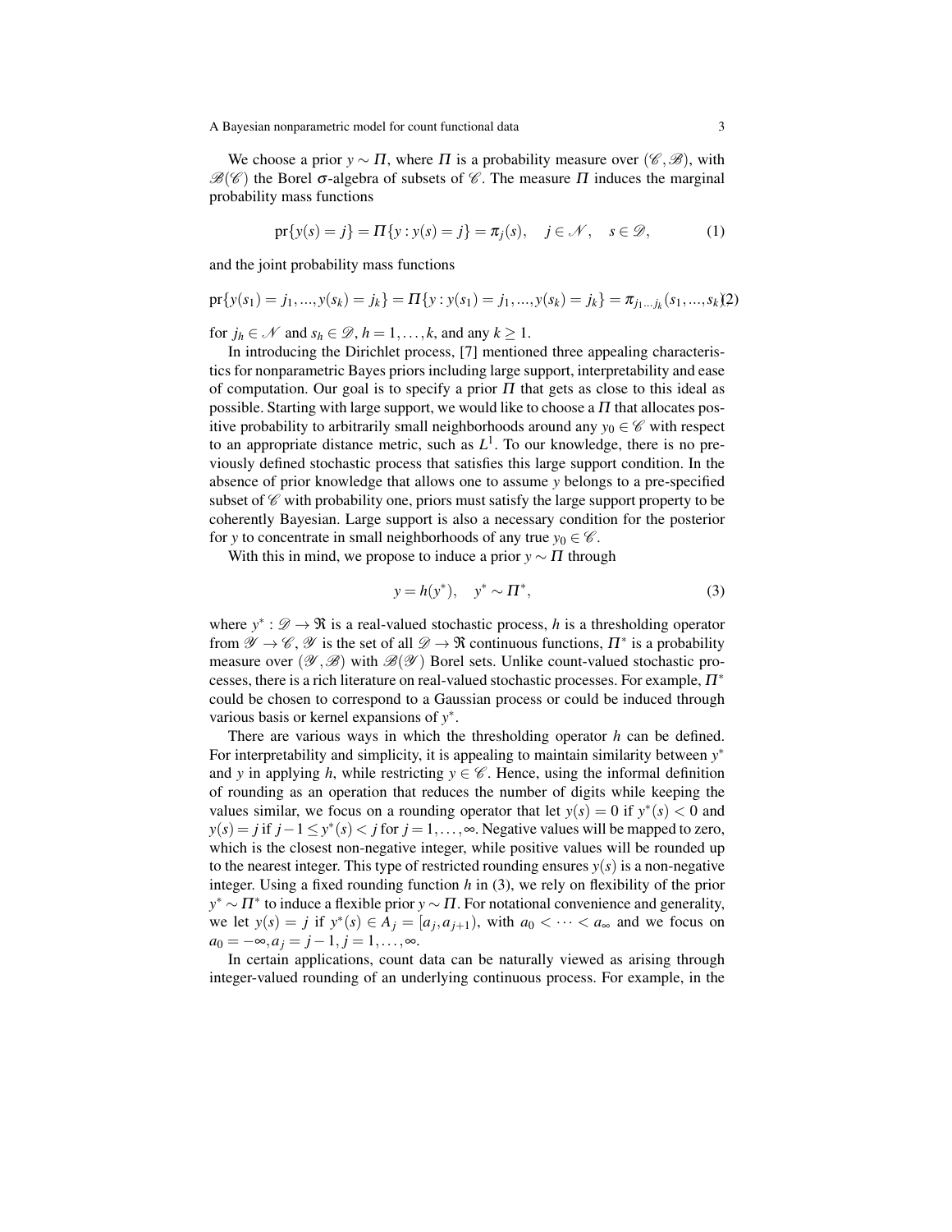We choose a prior $y \sim \Pi$, where $\Pi$ is a probability measure over $(\mathscr{C}, \mathscr{B})$, with $\mathscr{B}(\mathscr{C})$ the Borel $\sigma$-algebra of subsets of $\mathscr{C}$. The measure $\Pi$ induces the marginal probability mass functions

$$\mathrm{pr}\{y(s) = j\} = \Pi\{y : y(s) = j\} = \pi_j(s), \quad j \in \mathscr{N}, \quad s \in \mathscr{D}, \tag{1}$$

and the joint probability mass functions

$$\mathrm{pr}\{y(s_1) = j_1, ..., y(s_k) = j_k\} = \Pi\{y : y(s_1) = j_1, ..., y(s_k) = j_k\} = \pi_{j_1 \dots j_k}(s_1, ..., s_k) \tag{2}$$

for $j_h \in \mathscr{N}$ and $s_h \in \mathscr{D}$, $h = 1, \dots, k$, and any $k \geq 1$.

In introducing the Dirichlet process, [7] mentioned three appealing characteristics for nonparametric Bayes priors including large support, interpretability and ease of computation. Our goal is to specify a prior $\Pi$ that gets as close to this ideal as possible. Starting with large support, we would like to choose a $\Pi$ that allocates positive probability to arbitrarily small neighborhoods around any $y_0 \in \mathscr{C}$ with respect to an appropriate distance metric, such as $L^1$. To our knowledge, there is no previously defined stochastic process that satisfies this large support condition. In the absence of prior knowledge that allows one to assume $y$ belongs to a pre-specified subset of $\mathscr{C}$ with probability one, priors must satisfy the large support property to be coherently Bayesian. Large support is also a necessary condition for the posterior for $y$ to concentrate in small neighborhoods of any true $y_0 \in \mathscr{C}$.

With this in mind, we propose to induce a prior $y \sim \Pi$ through

$$y = h(y^*), \quad y^* \sim \Pi^*, \tag{3}$$

where $y^* : \mathscr{D} \to \Re$ is a real-valued stochastic process, $h$ is a thresholding operator from $\mathscr{Y} \to \mathscr{C}$, $\mathscr{Y}$ is the set of all $\mathscr{D} \to \Re$ continuous functions, $\Pi^*$ is a probability measure over $(\mathscr{Y}, \mathscr{B})$ with $\mathscr{B}(\mathscr{Y})$ Borel sets. Unlike count-valued stochastic processes, there is a rich literature on real-valued stochastic processes. For example, $\Pi^*$ could be chosen to correspond to a Gaussian process or could be induced through various basis or kernel expansions of $y^*$.

There are various ways in which the thresholding operator $h$ can be defined. For interpretability and simplicity, it is appealing to maintain similarity between $y^*$ and $y$ in applying $h$, while restricting $y \in \mathscr{C}$. Hence, using the informal definition of rounding as an operation that reduces the number of digits while keeping the values similar, we focus on a rounding operator that let $y(s) = 0$ if $y^*(s) < 0$ and $y(s) = j$ if $j - 1 \leq y^*(s) < j$ for $j = 1, \dots, \infty$. Negative values will be mapped to zero, which is the closest non-negative integer, while positive values will be rounded up to the nearest integer. This type of restricted rounding ensures $y(s)$ is a non-negative integer. Using a fixed rounding function $h$ in (3), we rely on flexibility of the prior $y^* \sim \Pi^*$ to induce a flexible prior $y \sim \Pi$. For notational convenience and generality, we let $y(s) = j$ if $y^*(s) \in A_j = [a_j, a_{j+1})$, with $a_0 < \cdots < a_\infty$ and we focus on $a_0 = -\infty, a_j = j - 1, j = 1, \dots, \infty$.

In certain applications, count data can be naturally viewed as arising through integer-valued rounding of an underlying continuous process. For example, in the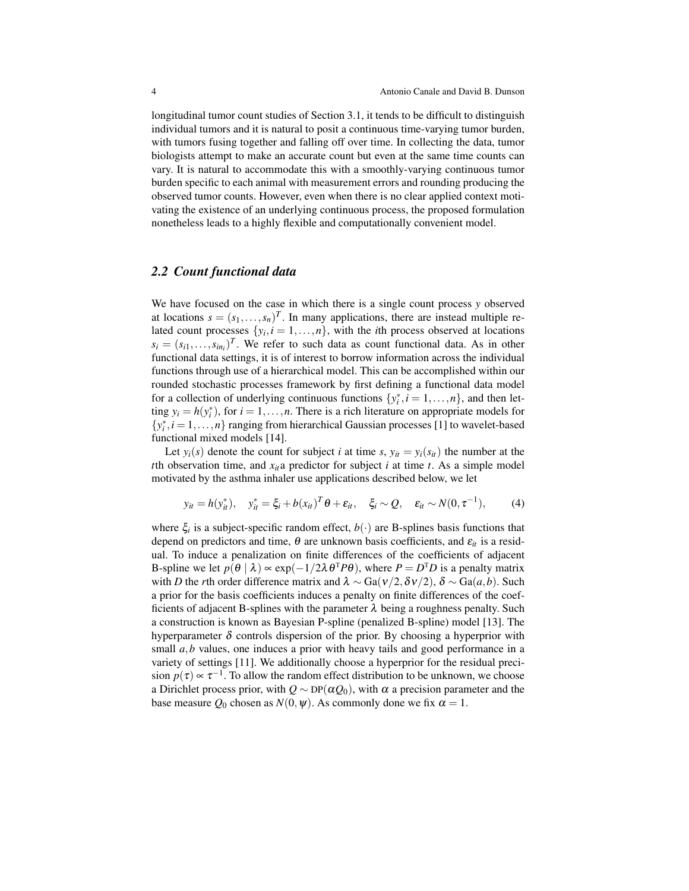longitudinal tumor count studies of Section 3.1, it tends to be difficult to distinguish individual tumors and it is natural to posit a continuous time-varying tumor burden, with tumors fusing together and falling off over time. In collecting the data, tumor biologists attempt to make an accurate count but even at the same time counts can vary. It is natural to accommodate this with a smoothly-varying continuous tumor burden specific to each animal with measurement errors and rounding producing the observed tumor counts. However, even when there is no clear applied context motivating the existence of an underlying continuous process, the proposed formulation nonetheless leads to a highly flexible and computationally convenient model.

### *2.2 Count functional data*

We have focused on the case in which there is a single count process $y$ observed at locations $s = (s_1, \dots, s_n)^T$. In many applications, there are instead multiple related count processes $\{y_i, i = 1, \dots, n\}$, with the $i$th process observed at locations $s_i = (s_{i1}, \dots, s_{in_i})^T$. We refer to such data as count functional data. As in other functional data settings, it is of interest to borrow information across the individual functions through use of a hierarchical model. This can be accomplished within our rounded stochastic processes framework by first defining a functional data model for a collection of underlying continuous functions $\{y_i^*, i = 1, \dots, n\}$, and then letting $y_i = h(y_i^*)$, for $i = 1, \dots, n$. There is a rich literature on appropriate models for $\{y_i^*, i = 1, \dots, n\}$ ranging from hierarchical Gaussian processes [1] to wavelet-based functional mixed models [14].

Let $y_i(s)$ denote the count for subject $i$ at time $s$, $y_{it} = y_i(s_{it})$ the number at the $t$th observation time, and $x_{it}$a predictor for subject $i$ at time $t$. As a simple model motivated by the asthma inhaler use applications described below, we let

$$y_{it} = h(y_{it}^*), \quad y_{it}^* = \xi_i + b(x_{it})^T \theta + \varepsilon_{it}, \quad \xi_i \sim Q, \quad \varepsilon_{it} \sim N(0, \tau^{-1}), \tag{4}$$

where $\xi_i$ is a subject-specific random effect, $b(\cdot)$ are B-splines basis functions that depend on predictors and time, $\theta$ are unknown basis coefficients, and $\varepsilon_{it}$ is a residual. To induce a penalization on finite differences of the coefficients of adjacent B-spline we let $p(\theta \mid \lambda) \propto \exp(-1/2\lambda \theta^{\mathrm{T}} P \theta)$, where $P = D^{\mathrm{T}} D$ is a penalty matrix with $D$ the $r$th order difference matrix and $\lambda \sim \mathrm{Ga}(\nu/2, \delta\nu/2)$, $\delta \sim \mathrm{Ga}(a, b)$. Such a prior for the basis coefficients induces a penalty on finite differences of the coefficients of adjacent B-splines with the parameter $\lambda$ being a roughness penalty. Such a construction is known as Bayesian P-spline (penalized B-spline) model [13]. The hyperparameter $\delta$ controls dispersion of the prior. By choosing a hyperprior with small $a, b$ values, one induces a prior with heavy tails and good performance in a variety of settings [11]. We additionally choose a hyperprior for the residual precision $p(\tau) \propto \tau^{-1}$. To allow the random effect distribution to be unknown, we choose a Dirichlet process prior, with $Q \sim \mathrm{DP}(\alpha Q_0)$, with $\alpha$ a precision parameter and the base measure $Q_0$ chosen as $N(0, \psi)$. As commonly done we fix $\alpha = 1$.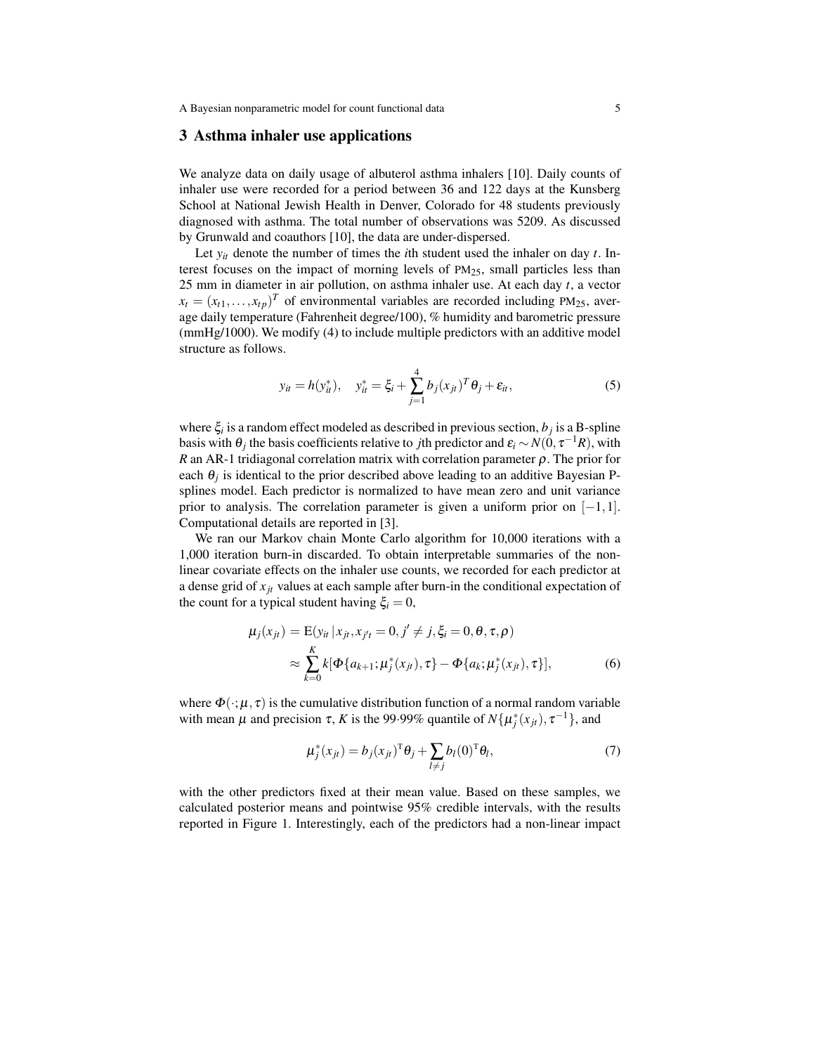## 3 Asthma inhaler use applications

We analyze data on daily usage of albuterol asthma inhalers [10]. Daily counts of inhaler use were recorded for a period between 36 and 122 days at the Kunsberg School at National Jewish Health in Denver, Colorado for 48 students previously diagnosed with asthma. The total number of observations was 5209. As discussed by Grunwald and coauthors [10], the data are under-dispersed.

Let $y_{it}$ denote the number of times the $i$th student used the inhaler on day $t$. Interest focuses on the impact of morning levels of $\mathrm{PM}_{25}$, small particles less than 25 mm in diameter in air pollution, on asthma inhaler use. At each day $t$, a vector $x_t = (x_{t1}, \ldots, x_{tp})^T$ of environmental variables are recorded including $\mathrm{PM}_{25}$, average daily temperature (Fahrenheit degree/100), % humidity and barometric pressure (mmHg/1000). We modify (4) to include multiple predictors with an additive model structure as follows.

$$y_{it} = h(y_{it}^*), \quad y_{it}^* = \xi_i + \sum_{j=1}^{4} b_j(x_{jt})^T \theta_j + \varepsilon_{it}, \tag{5}$$

where $\xi_i$ is a random effect modeled as described in previous section, $b_j$ is a B-spline basis with $\theta_j$ the basis coefficients relative to $j$th predictor and $\varepsilon_i \sim N(0, \tau^{-1}R)$, with $R$ an AR-1 tridiagonal correlation matrix with correlation parameter $\rho$. The prior for each $\theta_j$ is identical to the prior described above leading to an additive Bayesian P-splines model. Each predictor is normalized to have mean zero and unit variance prior to analysis. The correlation parameter is given a uniform prior on $[-1, 1]$. Computational details are reported in [3].

We ran our Markov chain Monte Carlo algorithm for 10,000 iterations with a 1,000 iteration burn-in discarded. To obtain interpretable summaries of the non-linear covariate effects on the inhaler use counts, we recorded for each predictor at a dense grid of $x_{jt}$ values at each sample after burn-in the conditional expectation of the count for a typical student having $\xi_i = 0$,

$$\begin{aligned}
\mu_j(x_{jt}) &= \mathrm{E}(y_{it} \mid x_{jt}, x_{j't} = 0, j' \neq j, \xi_i = 0, \theta, \tau, \rho) \\
&\approx \sum_{k=0}^{K} k[\Phi\{a_{k+1}; \mu_j^*(x_{jt}), \tau\} - \Phi\{a_k; \mu_j^*(x_{jt}), \tau\}],
\end{aligned} \tag{6}$$

where $\Phi(\cdot; \mu, \tau)$ is the cumulative distribution function of a normal random variable with mean $\mu$ and precision $\tau$, $K$ is the 99·99% quantile of $N\{\mu_j^*(x_{jt}), \tau^{-1}\}$, and

$$\mu_j^*(x_{jt}) = b_j(x_{jt})^{\mathrm{T}} \theta_j + \sum_{l \neq j} b_l(0)^{\mathrm{T}} \theta_l, \tag{7}$$

with the other predictors fixed at their mean value. Based on these samples, we calculated posterior means and pointwise 95% credible intervals, with the results reported in Figure 1. Interestingly, each of the predictors had a non-linear impact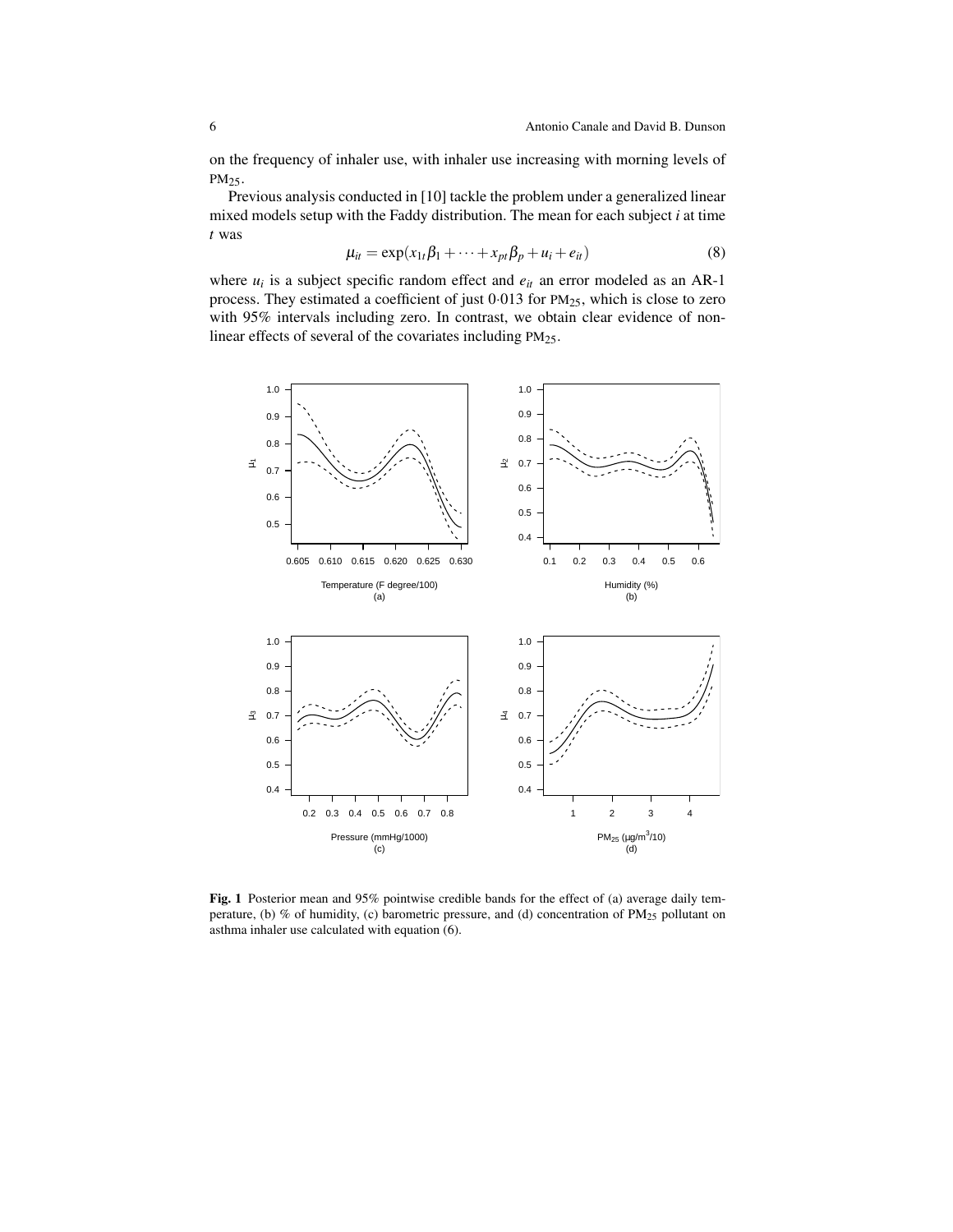on the frequency of inhaler use, with inhaler use increasing with morning levels of $\text{PM}_{25}$.

Previous analysis conducted in [10] tackle the problem under a generalized linear mixed models setup with the Faddy distribution. The mean for each subject $i$ at time $t$ was

$$\mu_{it} = \exp(x_{1t}\beta_1 + \cdots + x_{pt}\beta_p + u_i + e_{it}) \tag{8}$$

where $u_i$ is a subject specific random effect and $e_{it}$ an error modeled as an AR-1 process. They estimated a coefficient of just 0·013 for $\text{PM}_{25}$, which is close to zero with 95% intervals including zero. In contrast, we obtain clear evidence of non-linear effects of several of the covariates including $\text{PM}_{25}$.

**Fig. 1** Posterior mean and 95% pointwise credible bands for the effect of (a) average daily temperature, (b) % of humidity, (c) barometric pressure, and (d) concentration of $\text{PM}_{25}$ pollutant on asthma inhaler use calculated with equation (6).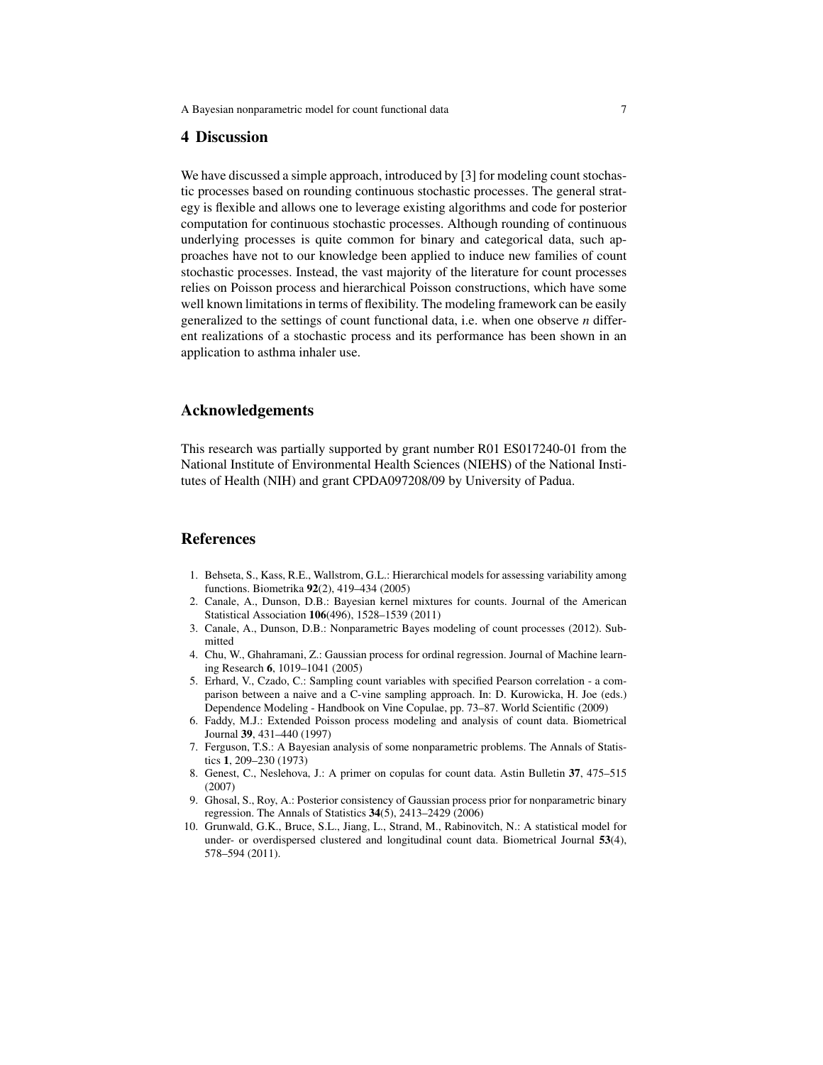## 4 Discussion

We have discussed a simple approach, introduced by [3] for modeling count stochastic processes based on rounding continuous stochastic processes. The general strategy is flexible and allows one to leverage existing algorithms and code for posterior computation for continuous stochastic processes. Although rounding of continuous underlying processes is quite common for binary and categorical data, such approaches have not to our knowledge been applied to induce new families of count stochastic processes. Instead, the vast majority of the literature for count processes relies on Poisson process and hierarchical Poisson constructions, which have some well known limitations in terms of flexibility. The modeling framework can be easily generalized to the settings of count functional data, i.e. when one observe $n$ different realizations of a stochastic process and its performance has been shown in an application to asthma inhaler use.

## Acknowledgements

This research was partially supported by grant number R01 ES017240-01 from the National Institute of Environmental Health Sciences (NIEHS) of the National Institutes of Health (NIH) and grant CPDA097208/09 by University of Padua.

## References

1. Behseta, S., Kass, R.E., Wallstrom, G.L.: Hierarchical models for assessing variability among functions. Biometrika **92**(2), 419–434 (2005)
2. Canale, A., Dunson, D.B.: Bayesian kernel mixtures for counts. Journal of the American Statistical Association **106**(496), 1528–1539 (2011)
3. Canale, A., Dunson, D.B.: Nonparametric Bayes modeling of count processes (2012). Submitted
4. Chu, W., Ghahramani, Z.: Gaussian process for ordinal regression. Journal of Machine learning Research **6**, 1019–1041 (2005)
5. Erhard, V., Czado, C.: Sampling count variables with specified Pearson correlation - a comparison between a naive and a C-vine sampling approach. In: D. Kurowicka, H. Joe (eds.) Dependence Modeling - Handbook on Vine Copulae, pp. 73–87. World Scientific (2009)
6. Faddy, M.J.: Extended Poisson process modeling and analysis of count data. Biometrical Journal **39**, 431–440 (1997)
7. Ferguson, T.S.: A Bayesian analysis of some nonparametric problems. The Annals of Statistics **1**, 209–230 (1973)
8. Genest, C., Neslehova, J.: A primer on copulas for count data. Astin Bulletin **37**, 475–515 (2007)
9. Ghosal, S., Roy, A.: Posterior consistency of Gaussian process prior for nonparametric binary regression. The Annals of Statistics **34**(5), 2413–2429 (2006)
10. Grunwald, G.K., Bruce, S.L., Jiang, L., Strand, M., Rabinovitch, N.: A statistical model for under- or overdispersed clustered and longitudinal count data. Biometrical Journal **53**(4), 578–594 (2011).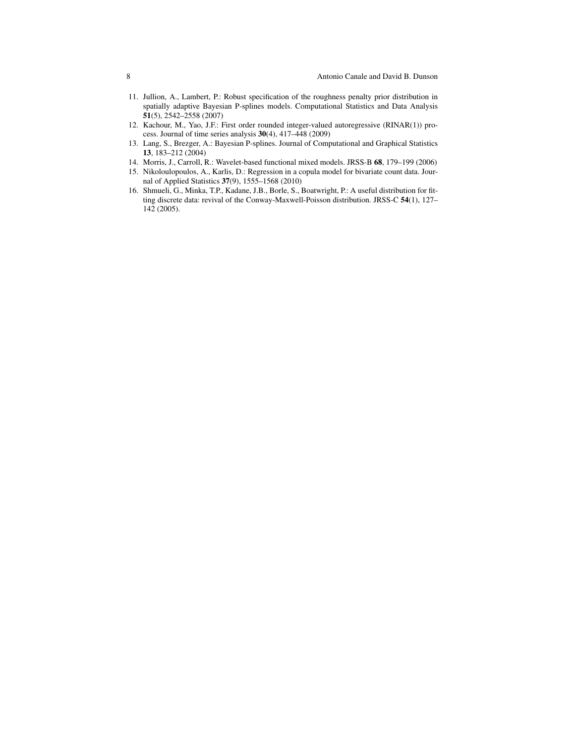11. Jullion, A., Lambert, P.: Robust specification of the roughness penalty prior distribution in spatially adaptive Bayesian P-splines models. Computational Statistics and Data Analysis **51**(5), 2542–2558 (2007)
12. Kachour, M., Yao, J.F.: First order rounded integer-valued autoregressive (RINAR(1)) process. Journal of time series analysis **30**(4), 417–448 (2009)
13. Lang, S., Brezger, A.: Bayesian P-splines. Journal of Computational and Graphical Statistics **13**, 183–212 (2004)
14. Morris, J., Carroll, R.: Wavelet-based functional mixed models. JRSS-B **68**, 179–199 (2006)
15. Nikoloulopoulos, A., Karlis, D.: Regression in a copula model for bivariate count data. Journal of Applied Statistics **37**(9), 1555–1568 (2010)
16. Shmueli, G., Minka, T.P., Kadane, J.B., Borle, S., Boatwright, P.: A useful distribution for fitting discrete data: revival of the Conway-Maxwell-Poisson distribution. JRSS-C **54**(1), 127–142 (2005).